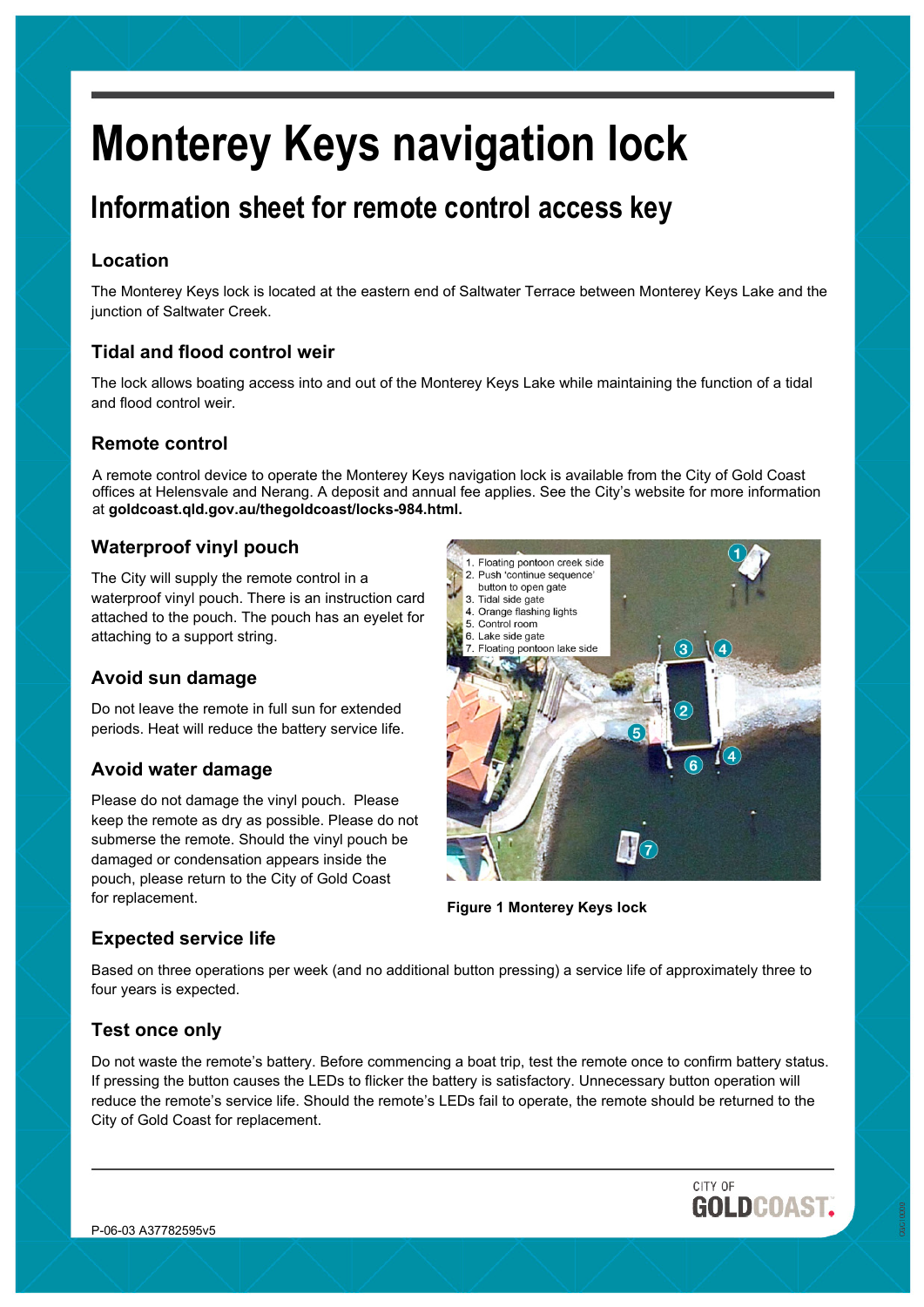# Monterey Keys navigation lock

## Information sheet for remote control access key

### Location

The Monterey Keys lock is located at the eastern end of Saltwater Terrace between Monterey Keys Lake and the junction of Saltwater Creek.

### Tidal and flood control weir

The lock allows boating access into and out of the Monterey Keys Lake while maintaining the function of a tidal and flood control weir.

### Remote control

A remote control device to operate the Monterey Keys navigation lock is available from the City of Gold Coast offices at Helensvale and Nerang. A deposit and annual fee applies. See the City's website for more information at **goldcoast.qld.gov.au/thegoldcoast/locks-984.html.**

### Waterproof vinyl pouch

The City will supply the remote control in a waterproof vinyl pouch. There is an instruction card attached to the pouch. The pouch has an eyelet for attaching to a support string.

### Avoid sun damage

Do not leave the remote in full sun for extended periods. Heat will reduce the battery service life.

### Avoid water damage

Please do not damage the vinyl pouch. Please keep the remote as dry as possible. Please do not submerse the remote. Should the vinyl pouch be damaged or condensation appears inside the pouch, please return to the City of Gold Coast for replacement.

1. Floating pontoon creek side
2. Push 'continue sequence' button to open gate
3. Tidal side gate
4. Orange flashing lights
5. Control room
6. Lake side gate
7. Floating pontoon lake side

**Figure 1 Monterey Keys lock**

### Expected service life

Based on three operations per week (and no additional button pressing) a service life of approximately three to four years is expected.

### Test once only

Do not waste the remote's battery. Before commencing a boat trip, test the remote once to confirm battery status. If pressing the button causes the LEDs to flicker the battery is satisfactory. Unnecessary button operation will reduce the remote's service life. Should the remote's LEDs fail to operate, the remote should be returned to the City of Gold Coast for replacement.

P-06-03 A37782595v5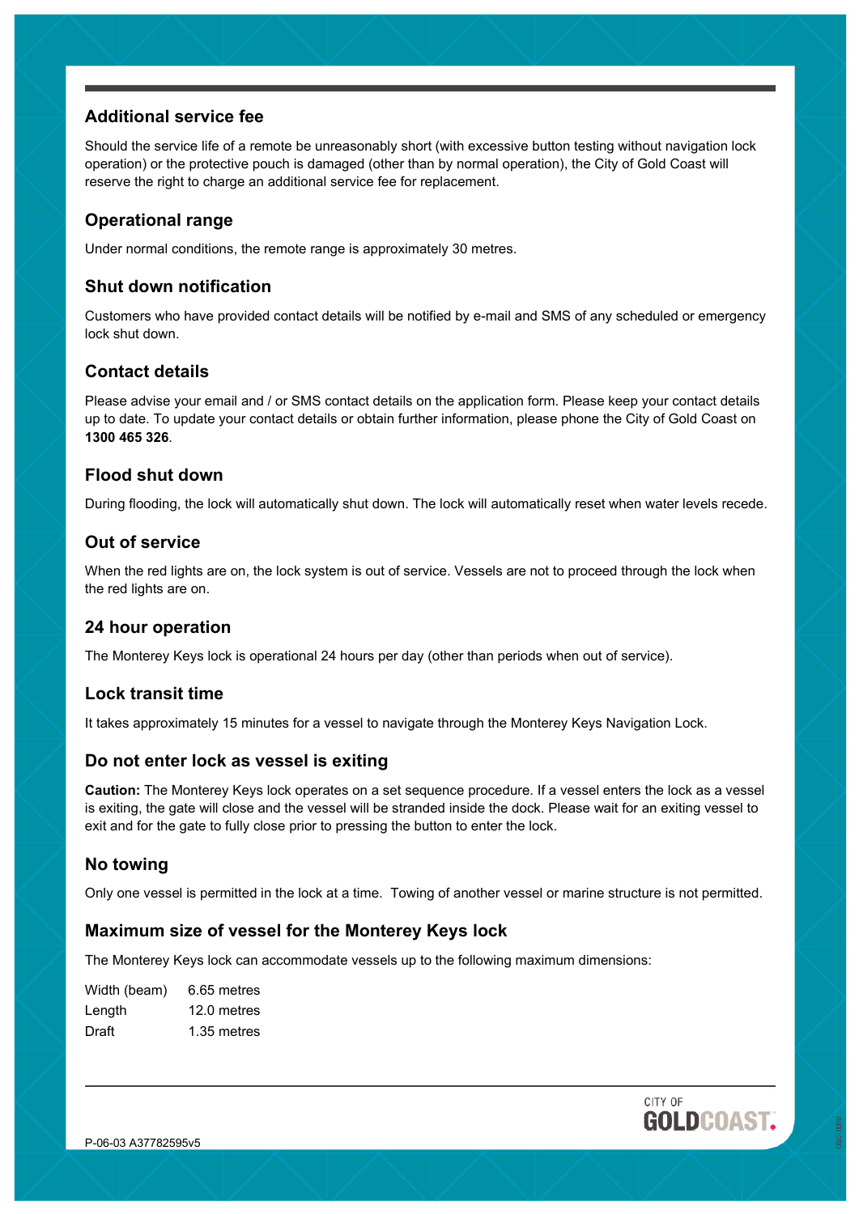## Additional service fee

Should the service life of a remote be unreasonably short (with excessive button testing without navigation lock operation) or the protective pouch is damaged (other than by normal operation), the City of Gold Coast will reserve the right to charge an additional service fee for replacement.

## Operational range

Under normal conditions, the remote range is approximately 30 metres.

## Shut down notification

Customers who have provided contact details will be notified by e-mail and SMS of any scheduled or emergency lock shut down.

## Contact details

Please advise your email and / or SMS contact details on the application form. Please keep your contact details up to date. To update your contact details or obtain further information, please phone the City of Gold Coast on **1300 465 326**.

## Flood shut down

During flooding, the lock will automatically shut down. The lock will automatically reset when water levels recede.

## Out of service

When the red lights are on, the lock system is out of service. Vessels are not to proceed through the lock when the red lights are on.

## 24 hour operation

The Monterey Keys lock is operational 24 hours per day (other than periods when out of service).

## Lock transit time

It takes approximately 15 minutes for a vessel to navigate through the Monterey Keys Navigation Lock.

## Do not enter lock as vessel is exiting

**Caution:** The Monterey Keys lock operates on a set sequence procedure. If a vessel enters the lock as a vessel is exiting, the gate will close and the vessel will be stranded inside the dock. Please wait for an exiting vessel to exit and for the gate to fully close prior to pressing the button to enter the lock.

## No towing

Only one vessel is permitted in the lock at a time. Towing of another vessel or marine structure is not permitted.

## Maximum size of vessel for the Monterey Keys lock

The Monterey Keys lock can accommodate vessels up to the following maximum dimensions:

| | |
|---|---|
| Width (beam) | 6.65 metres |
| Length | 12.0 metres |
| Draft | 1.35 metres |

P-06-03 A37782595v5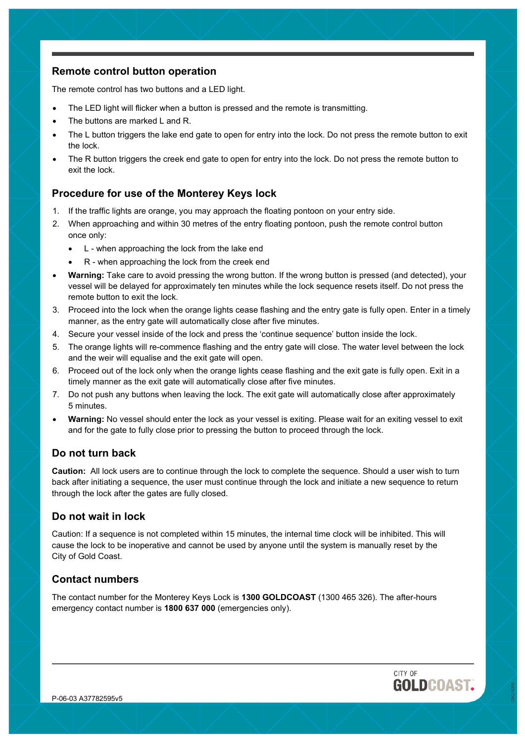## Remote control button operation

The remote control has two buttons and a LED light.

- The LED light will flicker when a button is pressed and the remote is transmitting.
- The buttons are marked L and R.
- The L button triggers the lake end gate to open for entry into the lock. Do not press the remote button to exit the lock.
- The R button triggers the creek end gate to open for entry into the lock. Do not press the remote button to exit the lock.

## Procedure for use of the Monterey Keys lock

1. If the traffic lights are orange, you may approach the floating pontoon on your entry side.
2. When approaching and within 30 metres of the entry floating pontoon, push the remote control button once only:
   - L - when approaching the lock from the lake end
   - R - when approaching the lock from the creek end

- **Warning:** Take care to avoid pressing the wrong button. If the wrong button is pressed (and detected), your vessel will be delayed for approximately ten minutes while the lock sequence resets itself. Do not press the remote button to exit the lock.

3. Proceed into the lock when the orange lights cease flashing and the entry gate is fully open. Enter in a timely manner, as the entry gate will automatically close after five minutes.
4. Secure your vessel inside of the lock and press the 'continue sequence' button inside the lock.
5. The orange lights will re-commence flashing and the entry gate will close. The water level between the lock and the weir will equalise and the exit gate will open.
6. Proceed out of the lock only when the orange lights cease flashing and the exit gate is fully open. Exit in a timely manner as the exit gate will automatically close after five minutes.
7. Do not push any buttons when leaving the lock. The exit gate will automatically close after approximately 5 minutes.

- **Warning:** No vessel should enter the lock as your vessel is exiting. Please wait for an exiting vessel to exit and for the gate to fully close prior to pressing the button to proceed through the lock.

## Do not turn back

**Caution:** All lock users are to continue through the lock to complete the sequence. Should a user wish to turn back after initiating a sequence, the user must continue through the lock and initiate a new sequence to return through the lock after the gates are fully closed.

## Do not wait in lock

Caution: If a sequence is not completed within 15 minutes, the internal time clock will be inhibited. This will cause the lock to be inoperative and cannot be used by anyone until the system is manually reset by the City of Gold Coast.

## Contact numbers

The contact number for the Monterey Keys Lock is **1300 GOLDCOAST** (1300 465 326). The after-hours emergency contact number is **1800 637 000** (emergencies only).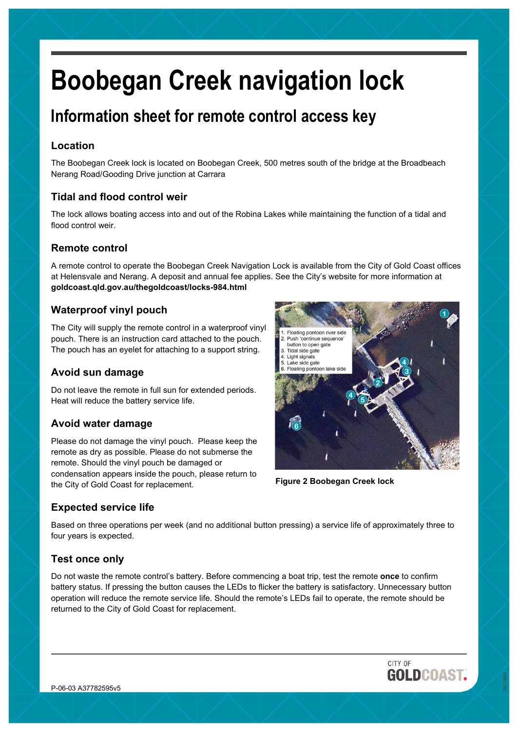# Boobegan Creek navigation lock

## Information sheet for remote control access key

### Location

The Boobegan Creek lock is located on Boobegan Creek, 500 metres south of the bridge at the Broadbeach Nerang Road/Gooding Drive junction at Carrara

### Tidal and flood control weir

The lock allows boating access into and out of the Robina Lakes while maintaining the function of a tidal and flood control weir.

### Remote control

A remote control to operate the Boobegan Creek Navigation Lock is available from the City of Gold Coast offices at Helensvale and Nerang. A deposit and annual fee applies. See the City's website for more information at **goldcoast.qld.gov.au/thegoldcoast/locks-984.html**

### Waterproof vinyl pouch

The City will supply the remote control in a waterproof vinyl pouch. There is an instruction card attached to the pouch. The pouch has an eyelet for attaching to a support string.

### Avoid sun damage

Do not leave the remote in full sun for extended periods. Heat will reduce the battery service life.

### Avoid water damage

Please do not damage the vinyl pouch. Please keep the remote as dry as possible. Please do not submerse the remote. Should the vinyl pouch be damaged or condensation appears inside the pouch, please return to the City of Gold Coast for replacement.

1. Floating pontoon river side
2. Push 'continue sequence' button to open gate
3. Tidal side gate
4. Light signals
5. Lake side gate
6. Floating pontoon lake side

**Figure 2 Boobegan Creek lock**

### Expected service life

Based on three operations per week (and no additional button pressing) a service life of approximately three to four years is expected.

### Test once only

Do not waste the remote control's battery. Before commencing a boat trip, test the remote **once** to confirm battery status. If pressing the button causes the LEDs to flicker the battery is satisfactory. Unnecessary button operation will reduce the remote service life. Should the remote's LEDs fail to operate, the remote should be returned to the City of Gold Coast for replacement.

P-06-03 A37782595v5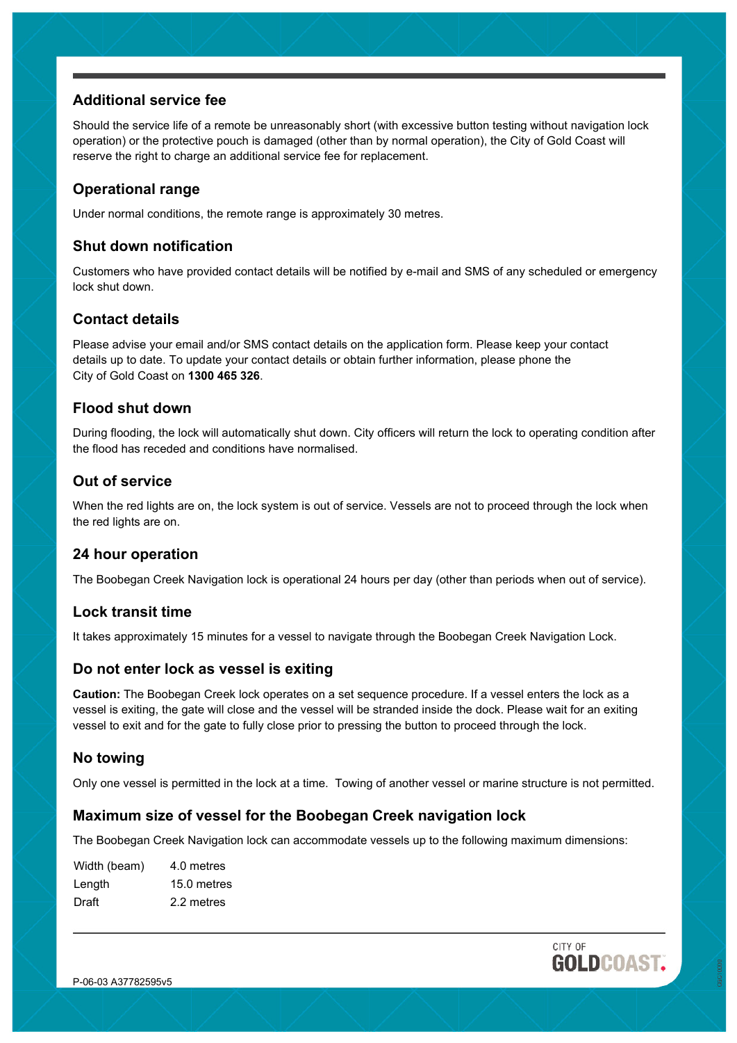## Additional service fee

Should the service life of a remote be unreasonably short (with excessive button testing without navigation lock operation) or the protective pouch is damaged (other than by normal operation), the City of Gold Coast will reserve the right to charge an additional service fee for replacement.

## Operational range

Under normal conditions, the remote range is approximately 30 metres.

## Shut down notification

Customers who have provided contact details will be notified by e-mail and SMS of any scheduled or emergency lock shut down.

## Contact details

Please advise your email and/or SMS contact details on the application form. Please keep your contact details up to date. To update your contact details or obtain further information, please phone the City of Gold Coast on **1300 465 326**.

## Flood shut down

During flooding, the lock will automatically shut down. City officers will return the lock to operating condition after the flood has receded and conditions have normalised.

## Out of service

When the red lights are on, the lock system is out of service. Vessels are not to proceed through the lock when the red lights are on.

## 24 hour operation

The Boobegan Creek Navigation lock is operational 24 hours per day (other than periods when out of service).

## Lock transit time

It takes approximately 15 minutes for a vessel to navigate through the Boobegan Creek Navigation Lock.

## Do not enter lock as vessel is exiting

**Caution:** The Boobegan Creek lock operates on a set sequence procedure. If a vessel enters the lock as a vessel is exiting, the gate will close and the vessel will be stranded inside the dock. Please wait for an exiting vessel to exit and for the gate to fully close prior to pressing the button to proceed through the lock.

## No towing

Only one vessel is permitted in the lock at a time. Towing of another vessel or marine structure is not permitted.

## Maximum size of vessel for the Boobegan Creek navigation lock

The Boobegan Creek Navigation lock can accommodate vessels up to the following maximum dimensions:

| Width (beam) | 4.0 metres |
|---|---|
| Length | 15.0 metres |
| Draft | 2.2 metres |

P-06-03 A37782595v5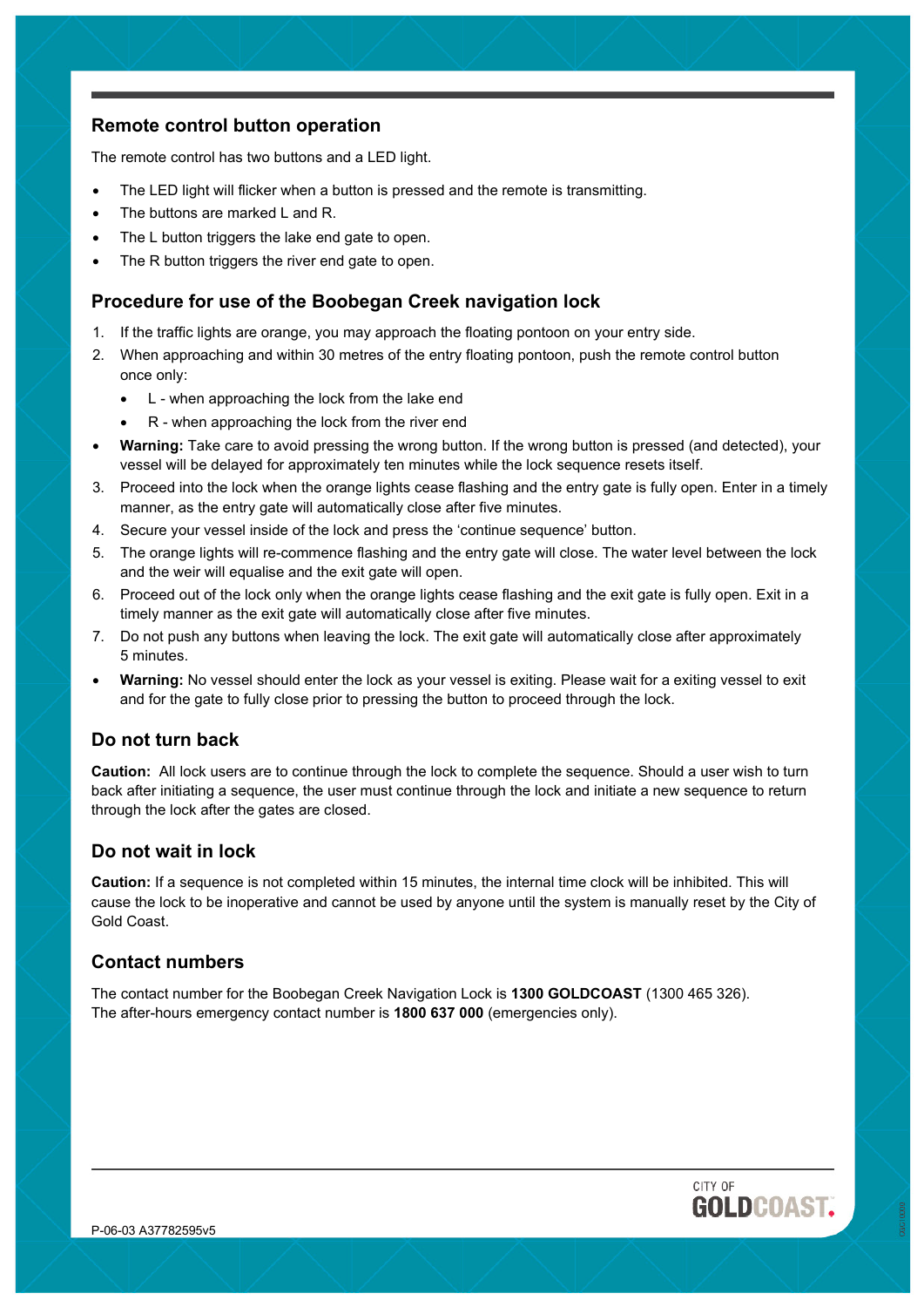## Remote control button operation

The remote control has two buttons and a LED light.

- The LED light will flicker when a button is pressed and the remote is transmitting.
- The buttons are marked L and R.
- The L button triggers the lake end gate to open.
- The R button triggers the river end gate to open.

## Procedure for use of the Boobegan Creek navigation lock

1. If the traffic lights are orange, you may approach the floating pontoon on your entry side.
2. When approaching and within 30 metres of the entry floating pontoon, push the remote control button once only:
   - L - when approaching the lock from the lake end
   - R - when approaching the lock from the river end

- **Warning:** Take care to avoid pressing the wrong button. If the wrong button is pressed (and detected), your vessel will be delayed for approximately ten minutes while the lock sequence resets itself.

3. Proceed into the lock when the orange lights cease flashing and the entry gate is fully open. Enter in a timely manner, as the entry gate will automatically close after five minutes.
4. Secure your vessel inside of the lock and press the 'continue sequence' button.
5. The orange lights will re-commence flashing and the entry gate will close. The water level between the lock and the weir will equalise and the exit gate will open.
6. Proceed out of the lock only when the orange lights cease flashing and the exit gate is fully open. Exit in a timely manner as the exit gate will automatically close after five minutes.
7. Do not push any buttons when leaving the lock. The exit gate will automatically close after approximately 5 minutes.

- **Warning:** No vessel should enter the lock as your vessel is exiting. Please wait for a exiting vessel to exit and for the gate to fully close prior to pressing the button to proceed through the lock.

## Do not turn back

**Caution:** All lock users are to continue through the lock to complete the sequence. Should a user wish to turn back after initiating a sequence, the user must continue through the lock and initiate a new sequence to return through the lock after the gates are closed.

## Do not wait in lock

**Caution:** If a sequence is not completed within 15 minutes, the internal time clock will be inhibited. This will cause the lock to be inoperative and cannot be used by anyone until the system is manually reset by the City of Gold Coast.

## Contact numbers

The contact number for the Boobegan Creek Navigation Lock is **1300 GOLDCOAST** (1300 465 326).
The after-hours emergency contact number is **1800 637 000** (emergencies only).

P-06-03 A37782595v5